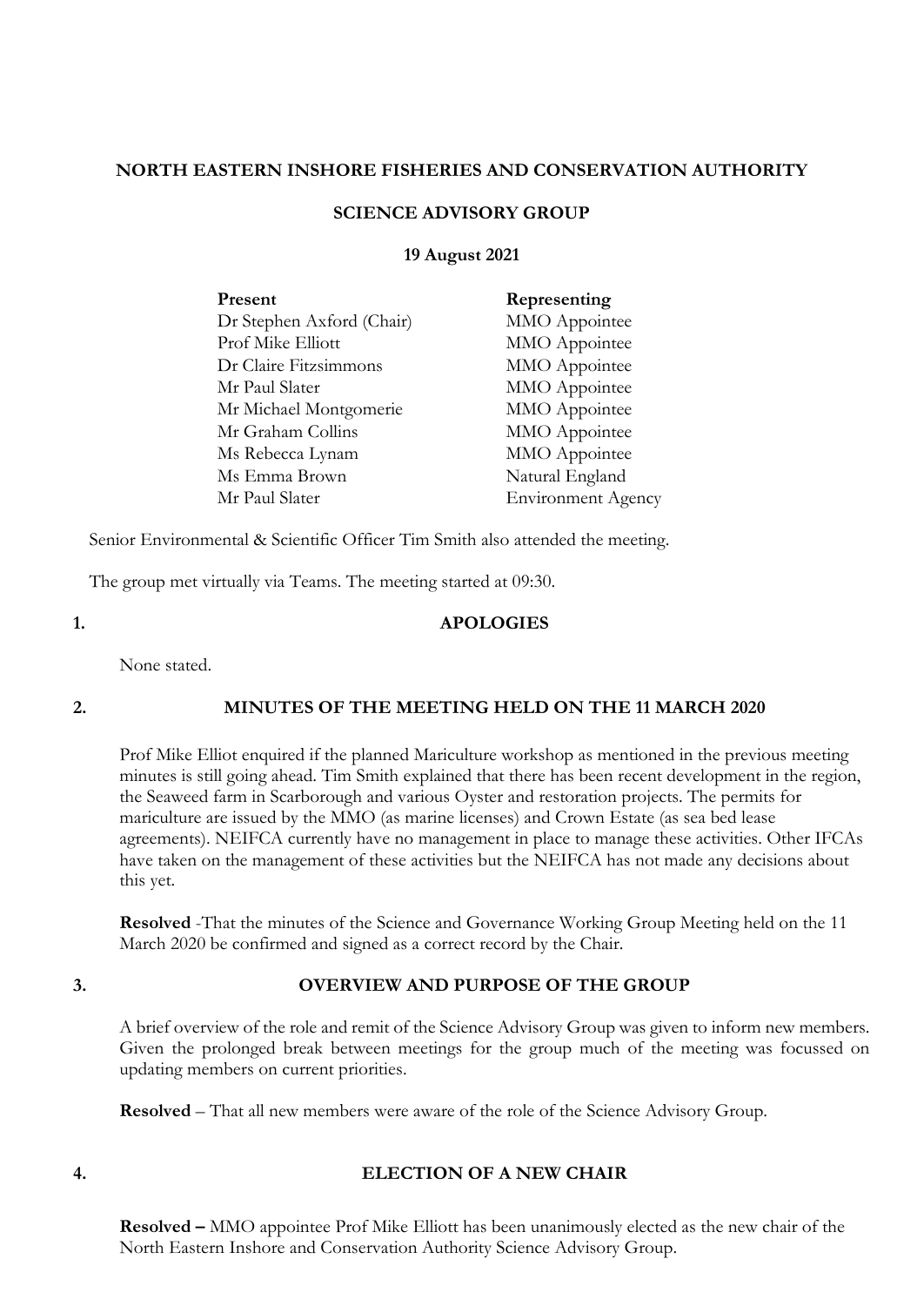# NORTH EASTERN INSHORE FISHERIES AND CONSERVATION AUTHORITY

## SCIENCE ADVISORY GROUP

**19 August 2021**

| Present | Representing |
|---|---|
| Dr Stephen Axford (Chair) | MMO Appointee |
| Prof Mike Elliott | MMO Appointee |
| Dr Claire Fitzsimmons | MMO Appointee |
| Mr Paul Slater | MMO Appointee |
| Mr Michael Montgomerie | MMO Appointee |
| Mr Graham Collins | MMO Appointee |
| Ms Rebecca Lynam | MMO Appointee |
| Ms Emma Brown | Natural England |
| Mr Paul Slater | Environment Agency |

Senior Environmental & Scientific Officer Tim Smith also attended the meeting.

The group met virtually via Teams. The meeting started at 09:30.

### 1. APOLOGIES

None stated.

### 2. MINUTES OF THE MEETING HELD ON THE 11 MARCH 2020

Prof Mike Elliot enquired if the planned Mariculture workshop as mentioned in the previous meeting minutes is still going ahead. Tim Smith explained that there has been recent development in the region, the Seaweed farm in Scarborough and various Oyster and restoration projects. The permits for mariculture are issued by the MMO (as marine licenses) and Crown Estate (as sea bed lease agreements). NEIFCA currently have no management in place to manage these activities. Other IFCAs have taken on the management of these activities but the NEIFCA has not made any decisions about this yet.

**Resolved** -That the minutes of the Science and Governance Working Group Meeting held on the 11 March 2020 be confirmed and signed as a correct record by the Chair.

### 3. OVERVIEW AND PURPOSE OF THE GROUP

A brief overview of the role and remit of the Science Advisory Group was given to inform new members. Given the prolonged break between meetings for the group much of the meeting was focussed on updating members on current priorities.

**Resolved** – That all new members were aware of the role of the Science Advisory Group.

### 4. ELECTION OF A NEW CHAIR

**Resolved –** MMO appointee Prof Mike Elliott has been unanimously elected as the new chair of the North Eastern Inshore and Conservation Authority Science Advisory Group.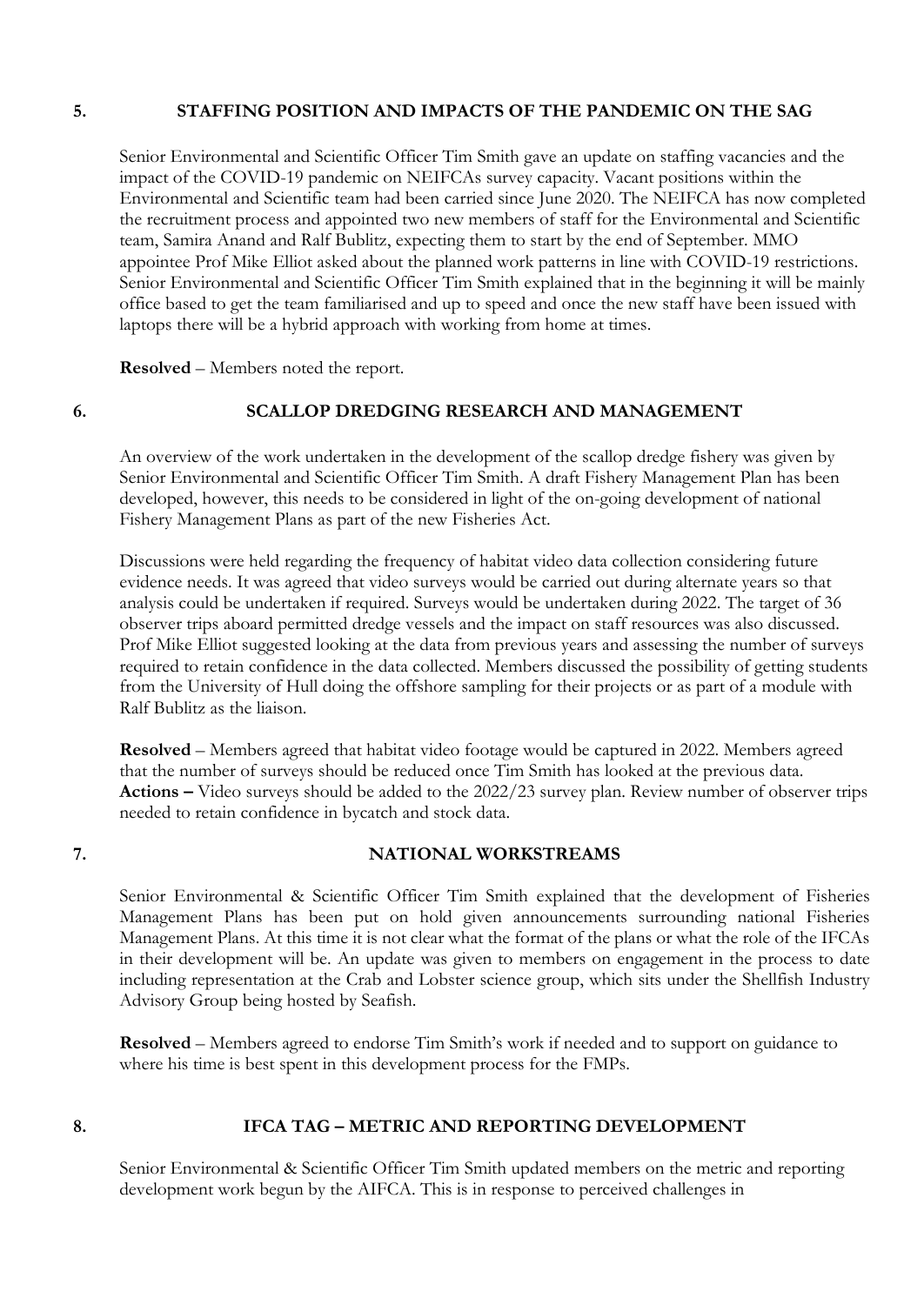## 5. STAFFING POSITION AND IMPACTS OF THE PANDEMIC ON THE SAG

Senior Environmental and Scientific Officer Tim Smith gave an update on staffing vacancies and the impact of the COVID-19 pandemic on NEIFCAs survey capacity. Vacant positions within the Environmental and Scientific team had been carried since June 2020. The NEIFCA has now completed the recruitment process and appointed two new members of staff for the Environmental and Scientific team, Samira Anand and Ralf Bublitz, expecting them to start by the end of September. MMO appointee Prof Mike Elliot asked about the planned work patterns in line with COVID-19 restrictions. Senior Environmental and Scientific Officer Tim Smith explained that in the beginning it will be mainly office based to get the team familiarised and up to speed and once the new staff have been issued with laptops there will be a hybrid approach with working from home at times.

**Resolved** – Members noted the report.

## 6. SCALLOP DREDGING RESEARCH AND MANAGEMENT

An overview of the work undertaken in the development of the scallop dredge fishery was given by Senior Environmental and Scientific Officer Tim Smith. A draft Fishery Management Plan has been developed, however, this needs to be considered in light of the on-going development of national Fishery Management Plans as part of the new Fisheries Act.

Discussions were held regarding the frequency of habitat video data collection considering future evidence needs. It was agreed that video surveys would be carried out during alternate years so that analysis could be undertaken if required. Surveys would be undertaken during 2022. The target of 36 observer trips aboard permitted dredge vessels and the impact on staff resources was also discussed. Prof Mike Elliot suggested looking at the data from previous years and assessing the number of surveys required to retain confidence in the data collected. Members discussed the possibility of getting students from the University of Hull doing the offshore sampling for their projects or as part of a module with Ralf Bublitz as the liaison.

**Resolved** – Members agreed that habitat video footage would be captured in 2022. Members agreed that the number of surveys should be reduced once Tim Smith has looked at the previous data.
**Actions –** Video surveys should be added to the 2022/23 survey plan. Review number of observer trips needed to retain confidence in bycatch and stock data.

## 7. NATIONAL WORKSTREAMS

Senior Environmental & Scientific Officer Tim Smith explained that the development of Fisheries Management Plans has been put on hold given announcements surrounding national Fisheries Management Plans. At this time it is not clear what the format of the plans or what the role of the IFCAs in their development will be. An update was given to members on engagement in the process to date including representation at the Crab and Lobster science group, which sits under the Shellfish Industry Advisory Group being hosted by Seafish.

**Resolved** – Members agreed to endorse Tim Smith's work if needed and to support on guidance to where his time is best spent in this development process for the FMPs.

## 8. IFCA TAG – METRIC AND REPORTING DEVELOPMENT

Senior Environmental & Scientific Officer Tim Smith updated members on the metric and reporting development work begun by the AIFCA. This is in response to perceived challenges in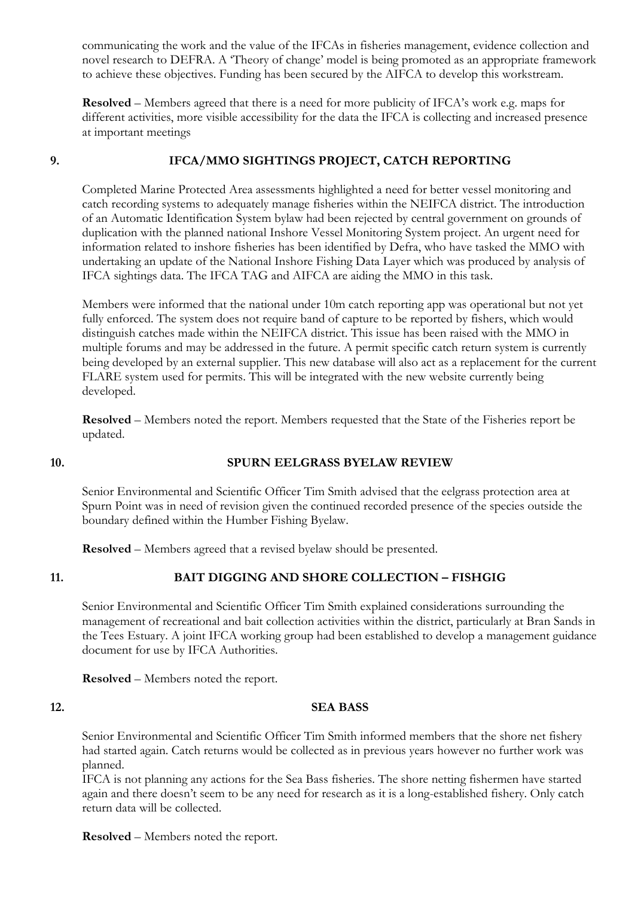communicating the work and the value of the IFCAs in fisheries management, evidence collection and novel research to DEFRA. A 'Theory of change' model is being promoted as an appropriate framework to achieve these objectives. Funding has been secured by the AIFCA to develop this workstream.

**Resolved** – Members agreed that there is a need for more publicity of IFCA's work e.g. maps for different activities, more visible accessibility for the data the IFCA is collecting and increased presence at important meetings

## 9. IFCA/MMO SIGHTINGS PROJECT, CATCH REPORTING

Completed Marine Protected Area assessments highlighted a need for better vessel monitoring and catch recording systems to adequately manage fisheries within the NEIFCA district. The introduction of an Automatic Identification System bylaw had been rejected by central government on grounds of duplication with the planned national Inshore Vessel Monitoring System project. An urgent need for information related to inshore fisheries has been identified by Defra, who have tasked the MMO with undertaking an update of the National Inshore Fishing Data Layer which was produced by analysis of IFCA sightings data. The IFCA TAG and AIFCA are aiding the MMO in this task.

Members were informed that the national under 10m catch reporting app was operational but not yet fully enforced. The system does not require band of capture to be reported by fishers, which would distinguish catches made within the NEIFCA district. This issue has been raised with the MMO in multiple forums and may be addressed in the future. A permit specific catch return system is currently being developed by an external supplier. This new database will also act as a replacement for the current FLARE system used for permits. This will be integrated with the new website currently being developed.

**Resolved** – Members noted the report. Members requested that the State of the Fisheries report be updated.

## 10. SPURN EELGRASS BYELAW REVIEW

Senior Environmental and Scientific Officer Tim Smith advised that the eelgrass protection area at Spurn Point was in need of revision given the continued recorded presence of the species outside the boundary defined within the Humber Fishing Byelaw.

**Resolved** – Members agreed that a revised byelaw should be presented.

## 11. BAIT DIGGING AND SHORE COLLECTION – FISHGIG

Senior Environmental and Scientific Officer Tim Smith explained considerations surrounding the management of recreational and bait collection activities within the district, particularly at Bran Sands in the Tees Estuary. A joint IFCA working group had been established to develop a management guidance document for use by IFCA Authorities.

**Resolved** – Members noted the report.

## 12. SEA BASS

Senior Environmental and Scientific Officer Tim Smith informed members that the shore net fishery had started again. Catch returns would be collected as in previous years however no further work was planned.

IFCA is not planning any actions for the Sea Bass fisheries. The shore netting fishermen have started again and there doesn't seem to be any need for research as it is a long-established fishery. Only catch return data will be collected.

**Resolved** – Members noted the report.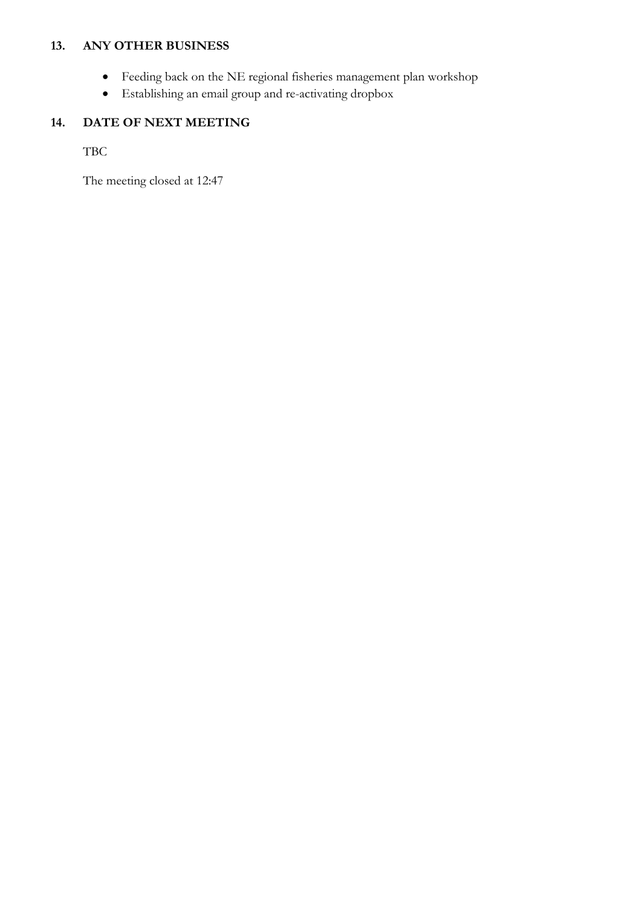## 13. ANY OTHER BUSINESS

- Feeding back on the NE regional fisheries management plan workshop
- Establishing an email group and re-activating dropbox

## 14. DATE OF NEXT MEETING

TBC

The meeting closed at 12:47